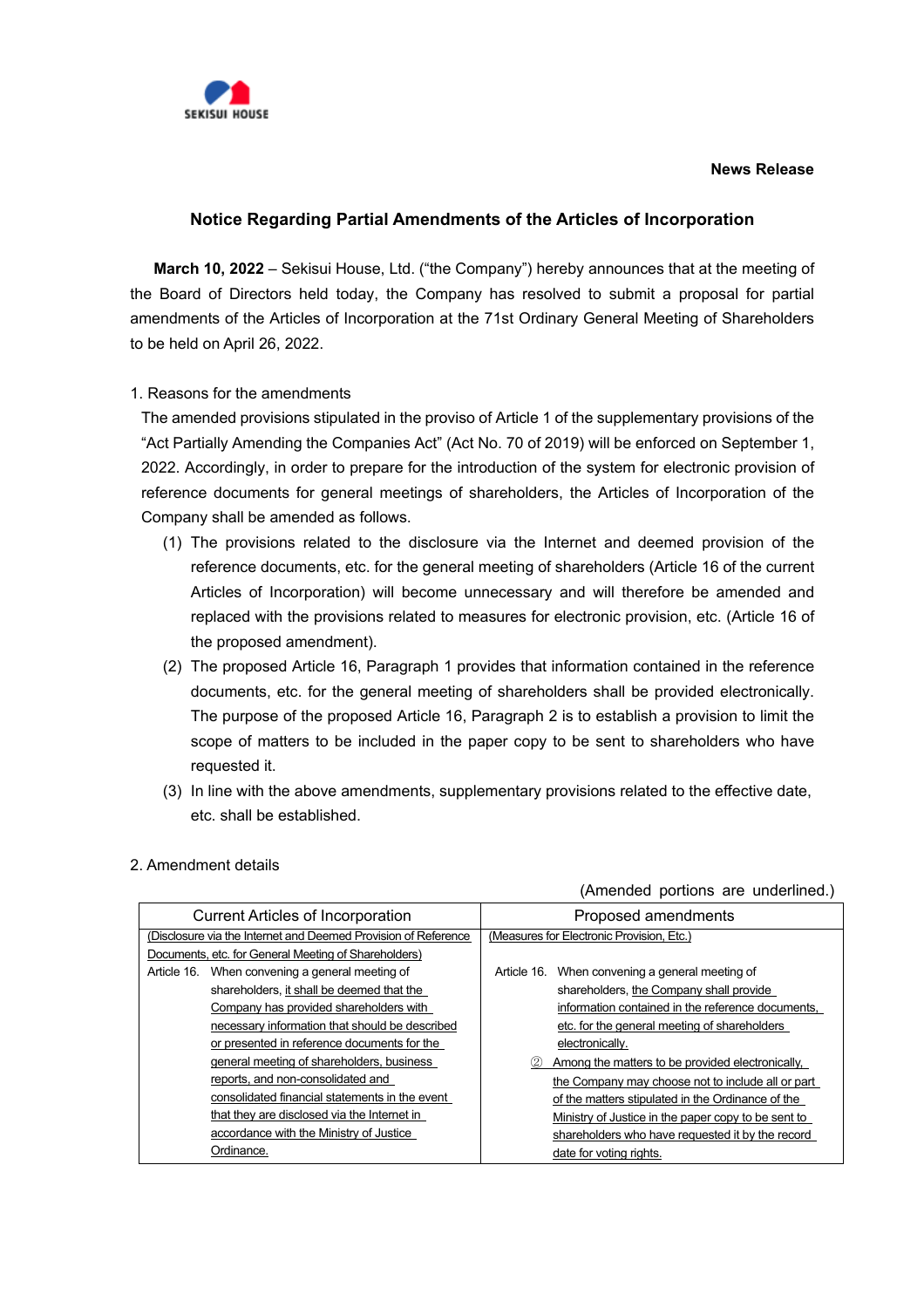News Release

# Notice Regarding Partial Amendments of the Articles of Incorporation

**March 10, 2022** – Sekisui House, Ltd. ("the Company") hereby announces that at the meeting of the Board of Directors held today, the Company has resolved to submit a proposal for partial amendments of the Articles of Incorporation at the 71st Ordinary General Meeting of Shareholders to be held on April 26, 2022.

1. Reasons for the amendments

The amended provisions stipulated in the proviso of Article 1 of the supplementary provisions of the "Act Partially Amending the Companies Act" (Act No. 70 of 2019) will be enforced on September 1, 2022. Accordingly, in order to prepare for the introduction of the system for electronic provision of reference documents for general meetings of shareholders, the Articles of Incorporation of the Company shall be amended as follows.

(1) The provisions related to the disclosure via the Internet and deemed provision of the reference documents, etc. for the general meeting of shareholders (Article 16 of the current Articles of Incorporation) will become unnecessary and will therefore be amended and replaced with the provisions related to measures for electronic provision, etc. (Article 16 of the proposed amendment).

(2) The proposed Article 16, Paragraph 1 provides that information contained in the reference documents, etc. for the general meeting of shareholders shall be provided electronically. The purpose of the proposed Article 16, Paragraph 2 is to establish a provision to limit the scope of matters to be included in the paper copy to be sent to shareholders who have requested it.

(3) In line with the above amendments, supplementary provisions related to the effective date, etc. shall be established.

2. Amendment details

(Amended portions are underlined.)

| Current Articles of Incorporation | Proposed amendments |
|---|---|
| <u>(Disclosure via the Internet and Deemed Provision of Reference Documents, etc. for General Meeting of Shareholders)</u> | <u>(Measures for Electronic Provision, Etc.)</u> |
| Article 16. When convening a general meeting of shareholders, <u>it shall be deemed that the Company has provided shareholders with necessary information that should be described or presented in reference documents for the general meeting of shareholders, business reports, and non-consolidated and consolidated financial statements in the event that they are disclosed via the Internet in accordance with the Ministry of Justice Ordinance.</u> | Article 16. When convening a general meeting of shareholders, <u>the Company shall provide information contained in the reference documents, etc. for the general meeting of shareholders electronically.</u><br>② <u>Among the matters to be provided electronically, the Company may choose not to include all or part of the matters stipulated in the Ordinance of the Ministry of Justice in the paper copy to be sent to shareholders who have requested it by the record date for voting rights.</u> |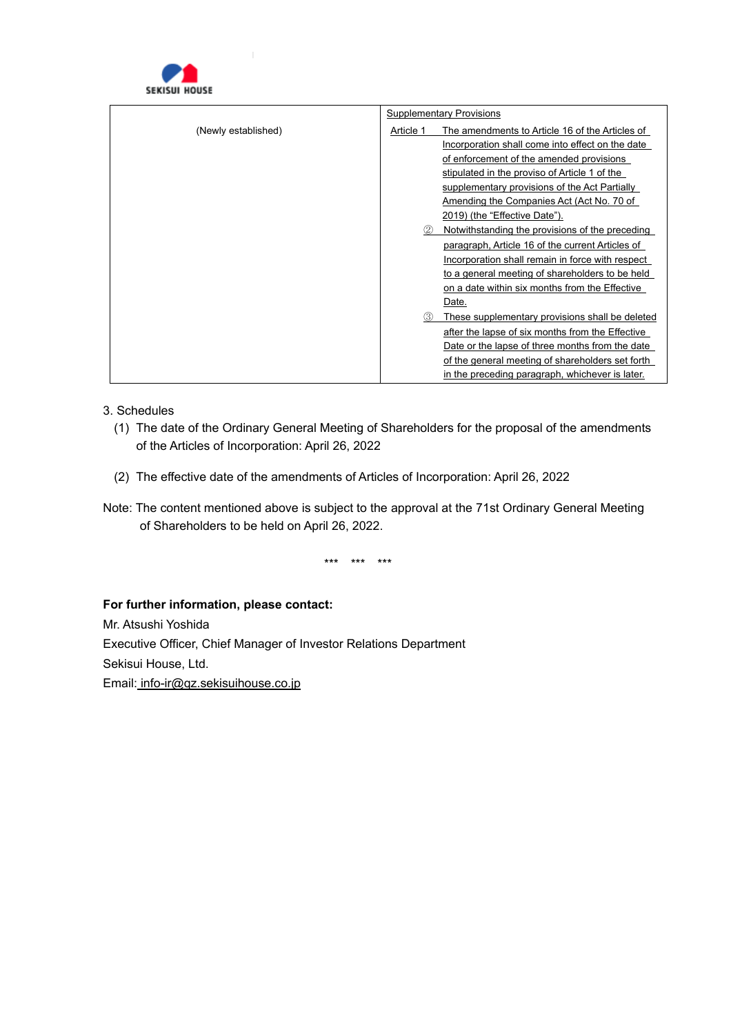| | |
|---|---|
| (Newly established) | Supplementary Provisions<br>Article 1 The amendments to Article 16 of the Articles of Incorporation shall come into effect on the date of enforcement of the amended provisions stipulated in the proviso of Article 1 of the supplementary provisions of the Act Partially Amending the Companies Act (Act No. 70 of 2019) (the "Effective Date").<br>② Notwithstanding the provisions of the preceding paragraph, Article 16 of the current Articles of Incorporation shall remain in force with respect to a general meeting of shareholders to be held on a date within six months from the Effective Date.<br>③ These supplementary provisions shall be deleted after the lapse of six months from the Effective Date or the lapse of three months from the date of the general meeting of shareholders set forth in the preceding paragraph, whichever is later. |

3. Schedules

(1) The date of the Ordinary General Meeting of Shareholders for the proposal of the amendments of the Articles of Incorporation: April 26, 2022

(2) The effective date of the amendments of Articles of Incorporation: April 26, 2022

Note: The content mentioned above is subject to the approval at the 71st Ordinary General Meeting of Shareholders to be held on April 26, 2022.

\*\*\* \*\*\* \*\*\*

**For further information, please contact:**

Mr. Atsushi Yoshida
Executive Officer, Chief Manager of Investor Relations Department
Sekisui House, Ltd.
Email: info-ir@qz.sekisuihouse.co.jp